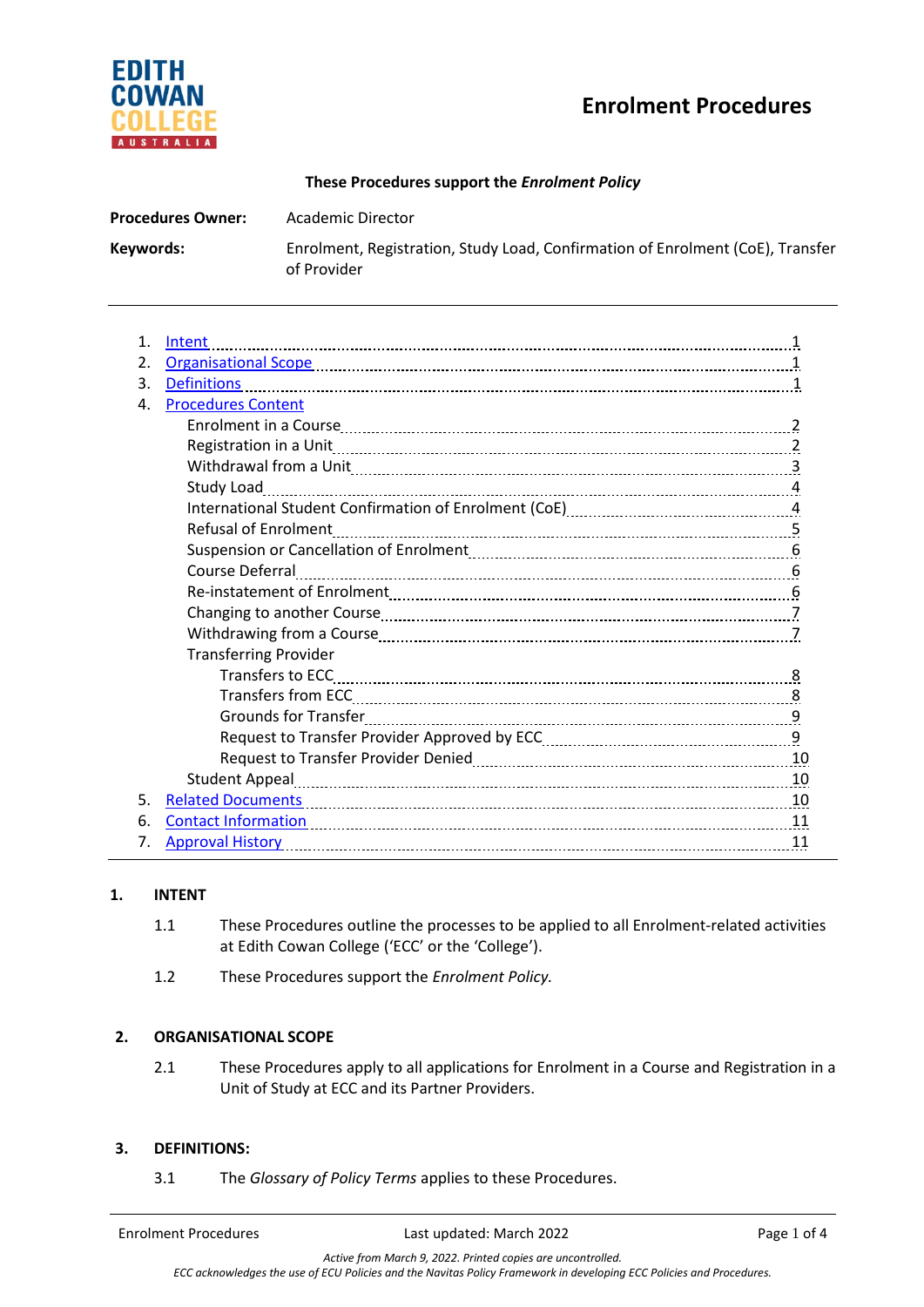# Enrolment Procedures

**These Procedures support the *Enrolment Policy***

**Procedures Owner:** Academic Director

**Keywords:** Enrolment, Registration, Study Load, Confirmation of Enrolment (CoE), Transfer of Provider

1. Intent ........ 1
2. Organisational Scope ........ 1
3. Definitions ........ 1
4. Procedures Content
   - Enrolment in a Course ........ 2
   - Registration in a Unit ........ 2
   - Withdrawal from a Unit ........ 3
   - Study Load ........ 4
   - International Student Confirmation of Enrolment (CoE) ........ 4
   - Refusal of Enrolment ........ 5
   - Suspension or Cancellation of Enrolment ........ 6
   - Course Deferral ........ 6
   - Re-instatement of Enrolment ........ 6
   - Changing to another Course ........ 7
   - Withdrawing from a Course ........ 7
   - Transferring Provider
     - Transfers to ECC ........ 8
     - Transfers from ECC ........ 8
     - Grounds for Transfer ........ 9
     - Request to Transfer Provider Approved by ECC ........ 9
     - Request to Transfer Provider Denied ........ 10
   - Student Appeal ........ 10
5. Related Documents ........ 10
6. Contact Information ........ 11
7. Approval History ........ 11

## 1. INTENT

1.1 These Procedures outline the processes to be applied to all Enrolment-related activities at Edith Cowan College ('ECC' or the 'College').

1.2 These Procedures support the *Enrolment Policy.*

## 2. ORGANISATIONAL SCOPE

2.1 These Procedures apply to all applications for Enrolment in a Course and Registration in a Unit of Study at ECC and its Partner Providers.

## 3. DEFINITIONS:

3.1 The *Glossary of Policy Terms* applies to these Procedures.

*Active from March 9, 2022. Printed copies are uncontrolled.*
*ECC acknowledges the use of ECU Policies and the Navitas Policy Framework in developing ECC Policies and Procedures.*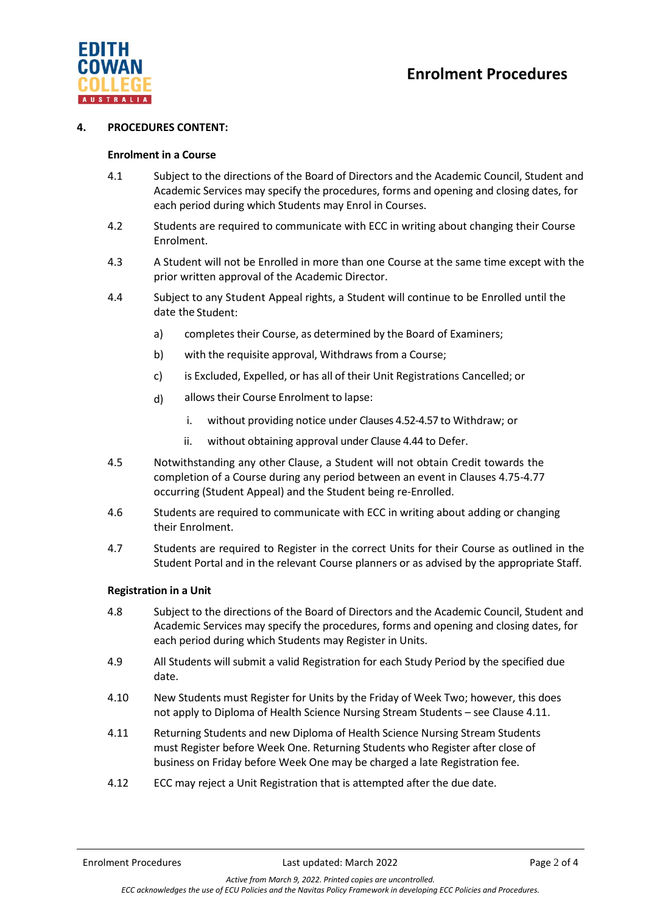## 4. PROCEDURES CONTENT:

### Enrolment in a Course

4.1 Subject to the directions of the Board of Directors and the Academic Council, Student and Academic Services may specify the procedures, forms and opening and closing dates, for each period during which Students may Enrol in Courses.

4.2 Students are required to communicate with ECC in writing about changing their Course Enrolment.

4.3 A Student will not be Enrolled in more than one Course at the same time except with the prior written approval of the Academic Director.

4.4 Subject to any Student Appeal rights, a Student will continue to be Enrolled until the date the Student:

- a) completes their Course, as determined by the Board of Examiners;
- b) with the requisite approval, Withdraws from a Course;
- c) is Excluded, Expelled, or has all of their Unit Registrations Cancelled; or
- d) allows their Course Enrolment to lapse:
  - i. without providing notice under Clauses 4.52-4.57 to Withdraw; or
  - ii. without obtaining approval under Clause 4.44 to Defer.

4.5 Notwithstanding any other Clause, a Student will not obtain Credit towards the completion of a Course during any period between an event in Clauses 4.75-4.77 occurring (Student Appeal) and the Student being re-Enrolled.

4.6 Students are required to communicate with ECC in writing about adding or changing their Enrolment.

4.7 Students are required to Register in the correct Units for their Course as outlined in the Student Portal and in the relevant Course planners or as advised by the appropriate Staff.

### Registration in a Unit

4.8 Subject to the directions of the Board of Directors and the Academic Council, Student and Academic Services may specify the procedures, forms and opening and closing dates, for each period during which Students may Register in Units.

4.9 All Students will submit a valid Registration for each Study Period by the specified due date.

4.10 New Students must Register for Units by the Friday of Week Two; however, this does not apply to Diploma of Health Science Nursing Stream Students – see Clause 4.11.

4.11 Returning Students and new Diploma of Health Science Nursing Stream Students must Register before Week One. Returning Students who Register after close of business on Friday before Week One may be charged a late Registration fee.

4.12 ECC may reject a Unit Registration that is attempted after the due date.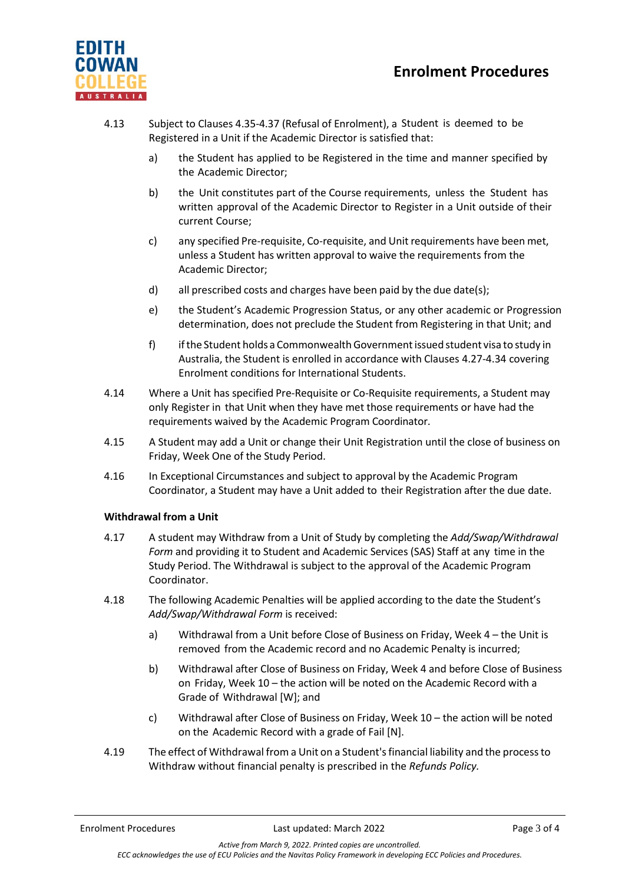4.13 Subject to Clauses 4.35-4.37 (Refusal of Enrolment), a Student is deemed to be Registered in a Unit if the Academic Director is satisfied that:

a) the Student has applied to be Registered in the time and manner specified by the Academic Director;

b) the Unit constitutes part of the Course requirements, unless the Student has written approval of the Academic Director to Register in a Unit outside of their current Course;

c) any specified Pre-requisite, Co-requisite, and Unit requirements have been met, unless a Student has written approval to waive the requirements from the Academic Director;

d) all prescribed costs and charges have been paid by the due date(s);

e) the Student's Academic Progression Status, or any other academic or Progression determination, does not preclude the Student from Registering in that Unit; and

f) if the Student holds a Commonwealth Government issued student visa to study in Australia, the Student is enrolled in accordance with Clauses 4.27-4.34 covering Enrolment conditions for International Students.

4.14 Where a Unit has specified Pre-Requisite or Co-Requisite requirements, a Student may only Register in that Unit when they have met those requirements or have had the requirements waived by the Academic Program Coordinator.

4.15 A Student may add a Unit or change their Unit Registration until the close of business on Friday, Week One of the Study Period.

4.16 In Exceptional Circumstances and subject to approval by the Academic Program Coordinator, a Student may have a Unit added to their Registration after the due date.

**Withdrawal from a Unit**

4.17 A student may Withdraw from a Unit of Study by completing the *Add/Swap/Withdrawal Form* and providing it to Student and Academic Services (SAS) Staff at any time in the Study Period. The Withdrawal is subject to the approval of the Academic Program Coordinator.

4.18 The following Academic Penalties will be applied according to the date the Student's *Add/Swap/Withdrawal Form* is received:

a) Withdrawal from a Unit before Close of Business on Friday, Week 4 – the Unit is removed from the Academic record and no Academic Penalty is incurred;

b) Withdrawal after Close of Business on Friday, Week 4 and before Close of Business on Friday, Week 10 – the action will be noted on the Academic Record with a Grade of Withdrawal [W]; and

c) Withdrawal after Close of Business on Friday, Week 10 – the action will be noted on the Academic Record with a grade of Fail [N].

4.19 The effect of Withdrawal from a Unit on a Student's financial liability and the process to Withdraw without financial penalty is prescribed in the *Refunds Policy.*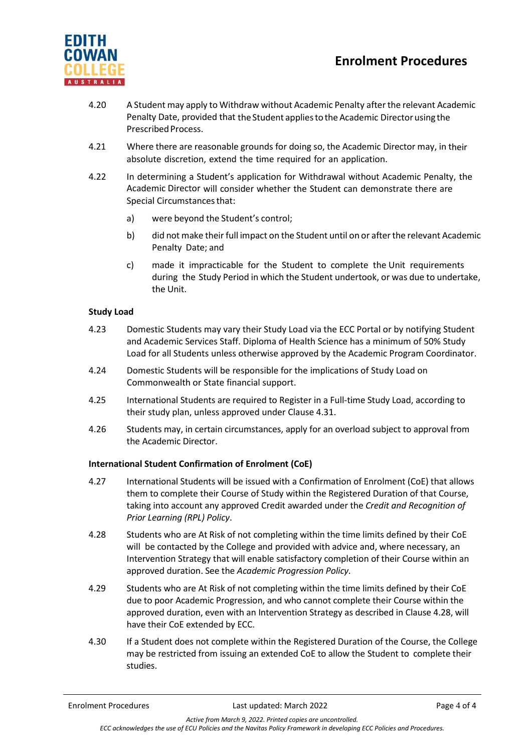4.20 A Student may apply to Withdraw without Academic Penalty after the relevant Academic Penalty Date, provided that the Student applies to the Academic Director using the Prescribed Process.

4.21 Where there are reasonable grounds for doing so, the Academic Director may, in their absolute discretion, extend the time required for an application.

4.22 In determining a Student's application for Withdrawal without Academic Penalty, the Academic Director will consider whether the Student can demonstrate there are Special Circumstances that:

a) were beyond the Student's control;

b) did not make their full impact on the Student until on or after the relevant Academic Penalty Date; and

c) made it impracticable for the Student to complete the Unit requirements during the Study Period in which the Student undertook, or was due to undertake, the Unit.

**Study Load**

4.23 Domestic Students may vary their Study Load via the ECC Portal or by notifying Student and Academic Services Staff. Diploma of Health Science has a minimum of 50% Study Load for all Students unless otherwise approved by the Academic Program Coordinator.

4.24 Domestic Students will be responsible for the implications of Study Load on Commonwealth or State financial support.

4.25 International Students are required to Register in a Full-time Study Load, according to their study plan, unless approved under Clause 4.31.

4.26 Students may, in certain circumstances, apply for an overload subject to approval from the Academic Director.

**International Student Confirmation of Enrolment (CoE)**

4.27 International Students will be issued with a Confirmation of Enrolment (CoE) that allows them to complete their Course of Study within the Registered Duration of that Course, taking into account any approved Credit awarded under the *Credit and Recognition of Prior Learning (RPL) Policy*.

4.28 Students who are At Risk of not completing within the time limits defined by their CoE will be contacted by the College and provided with advice and, where necessary, an Intervention Strategy that will enable satisfactory completion of their Course within an approved duration. See the *Academic Progression Policy.*

4.29 Students who are At Risk of not completing within the time limits defined by their CoE due to poor Academic Progression, and who cannot complete their Course within the approved duration, even with an Intervention Strategy as described in Clause 4.28, will have their CoE extended by ECC.

4.30 If a Student does not complete within the Registered Duration of the Course, the College may be restricted from issuing an extended CoE to allow the Student to complete their studies.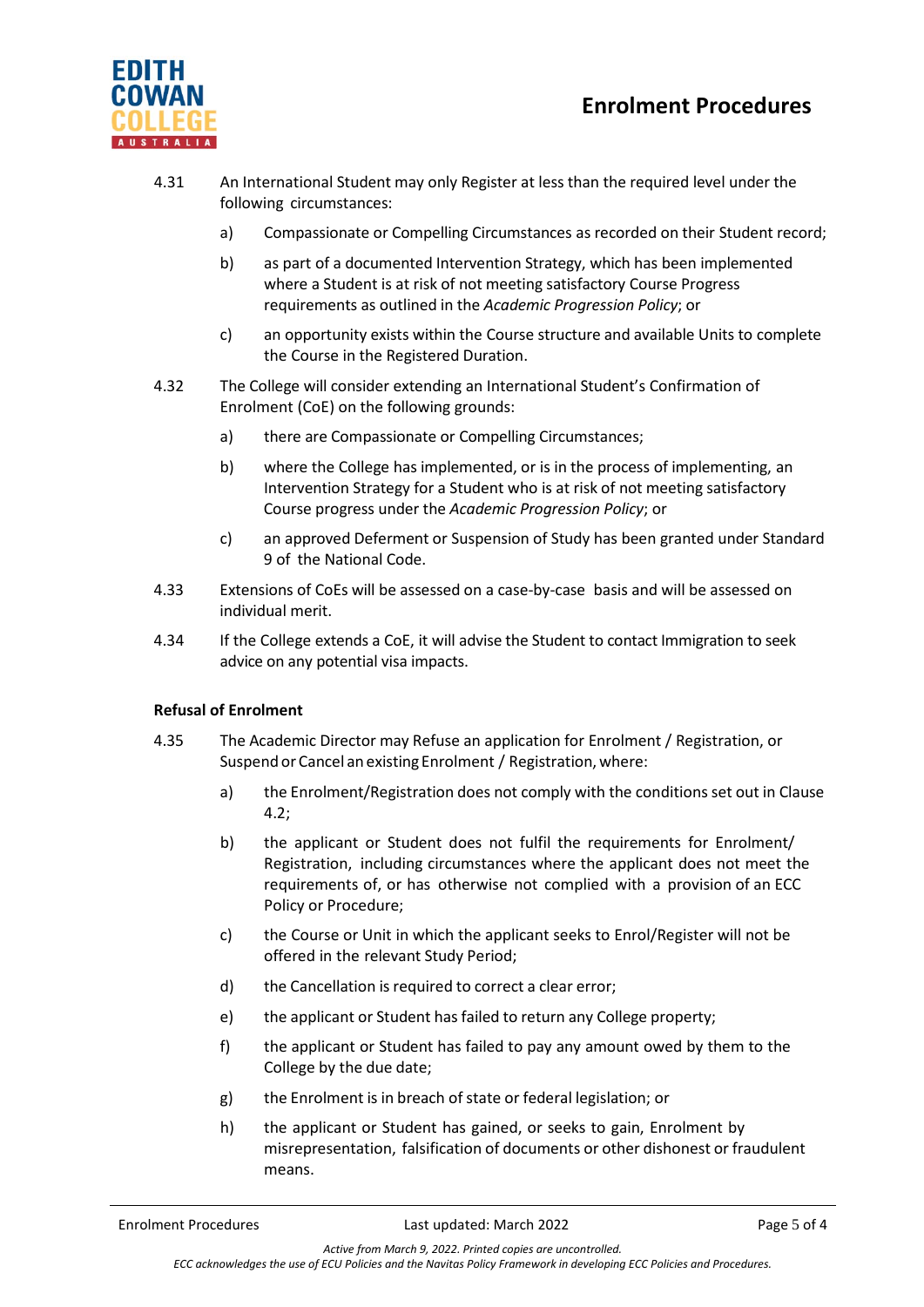4.31 An International Student may only Register at less than the required level under the following circumstances:

a) Compassionate or Compelling Circumstances as recorded on their Student record;

b) as part of a documented Intervention Strategy, which has been implemented where a Student is at risk of not meeting satisfactory Course Progress requirements as outlined in the *Academic Progression Policy*; or

c) an opportunity exists within the Course structure and available Units to complete the Course in the Registered Duration.

4.32 The College will consider extending an International Student's Confirmation of Enrolment (CoE) on the following grounds:

a) there are Compassionate or Compelling Circumstances;

b) where the College has implemented, or is in the process of implementing, an Intervention Strategy for a Student who is at risk of not meeting satisfactory Course progress under the *Academic Progression Policy*; or

c) an approved Deferment or Suspension of Study has been granted under Standard 9 of the National Code.

4.33 Extensions of CoEs will be assessed on a case-by-case basis and will be assessed on individual merit.

4.34 If the College extends a CoE, it will advise the Student to contact Immigration to seek advice on any potential visa impacts.

**Refusal of Enrolment**

4.35 The Academic Director may Refuse an application for Enrolment / Registration, or Suspend or Cancel an existing Enrolment / Registration, where:

a) the Enrolment/Registration does not comply with the conditions set out in Clause 4.2;

b) the applicant or Student does not fulfil the requirements for Enrolment/ Registration, including circumstances where the applicant does not meet the requirements of, or has otherwise not complied with a provision of an ECC Policy or Procedure;

c) the Course or Unit in which the applicant seeks to Enrol/Register will not be offered in the relevant Study Period;

d) the Cancellation is required to correct a clear error;

e) the applicant or Student has failed to return any College property;

f) the applicant or Student has failed to pay any amount owed by them to the College by the due date;

g) the Enrolment is in breach of state or federal legislation; or

h) the applicant or Student has gained, or seeks to gain, Enrolment by misrepresentation, falsification of documents or other dishonest or fraudulent means.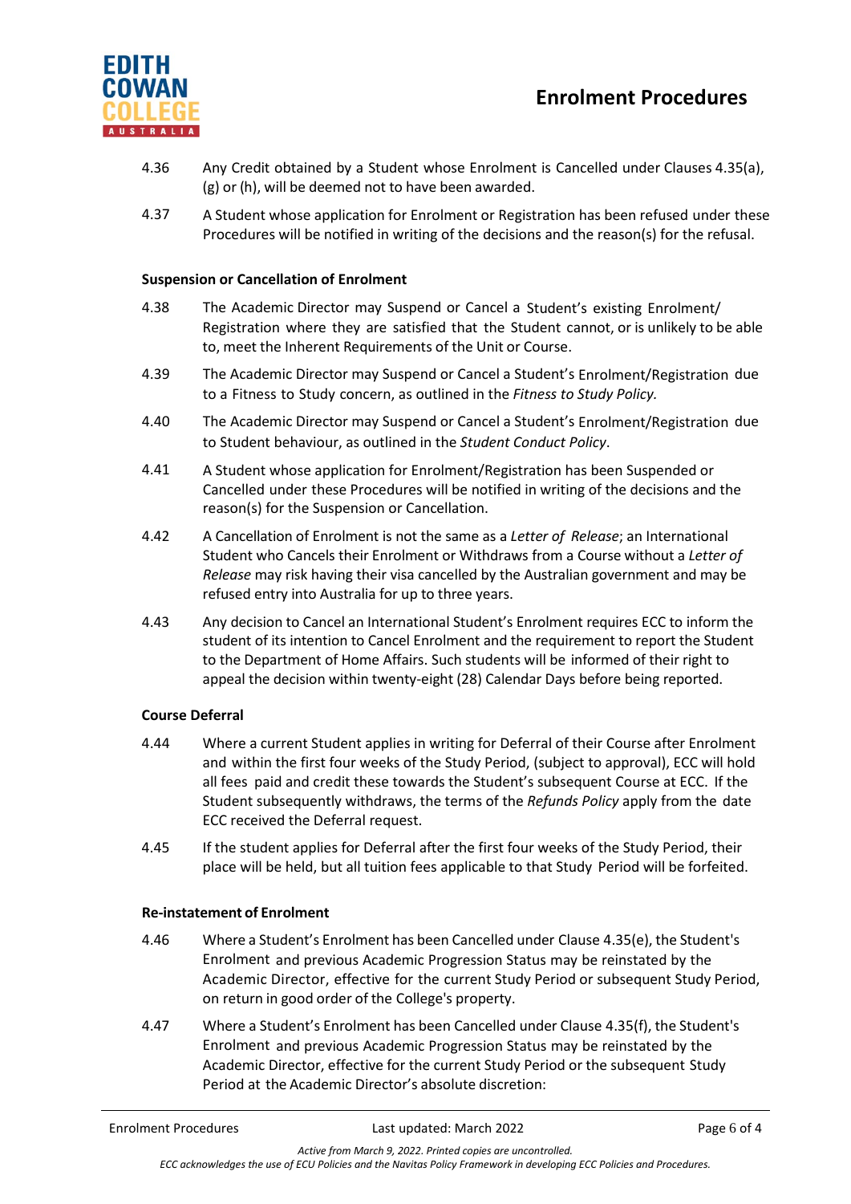4.36 Any Credit obtained by a Student whose Enrolment is Cancelled under Clauses 4.35(a), (g) or (h), will be deemed not to have been awarded.

4.37 A Student whose application for Enrolment or Registration has been refused under these Procedures will be notified in writing of the decisions and the reason(s) for the refusal.

**Suspension or Cancellation of Enrolment**

4.38 The Academic Director may Suspend or Cancel a Student's existing Enrolment/ Registration where they are satisfied that the Student cannot, or is unlikely to be able to, meet the Inherent Requirements of the Unit or Course.

4.39 The Academic Director may Suspend or Cancel a Student's Enrolment/Registration due to a Fitness to Study concern, as outlined in the *Fitness to Study Policy.*

4.40 The Academic Director may Suspend or Cancel a Student's Enrolment/Registration due to Student behaviour, as outlined in the *Student Conduct Policy*.

4.41 A Student whose application for Enrolment/Registration has been Suspended or Cancelled under these Procedures will be notified in writing of the decisions and the reason(s) for the Suspension or Cancellation.

4.42 A Cancellation of Enrolment is not the same as a *Letter of Release*; an International Student who Cancels their Enrolment or Withdraws from a Course without a *Letter of Release* may risk having their visa cancelled by the Australian government and may be refused entry into Australia for up to three years.

4.43 Any decision to Cancel an International Student's Enrolment requires ECC to inform the student of its intention to Cancel Enrolment and the requirement to report the Student to the Department of Home Affairs. Such students will be informed of their right to appeal the decision within twenty-eight (28) Calendar Days before being reported.

**Course Deferral**

4.44 Where a current Student applies in writing for Deferral of their Course after Enrolment and within the first four weeks of the Study Period, (subject to approval), ECC will hold all fees paid and credit these towards the Student's subsequent Course at ECC. If the Student subsequently withdraws, the terms of the *Refunds Policy* apply from the date ECC received the Deferral request.

4.45 If the student applies for Deferral after the first four weeks of the Study Period, their place will be held, but all tuition fees applicable to that Study Period will be forfeited.

**Re-instatement of Enrolment**

4.46 Where a Student's Enrolment has been Cancelled under Clause 4.35(e), the Student's Enrolment and previous Academic Progression Status may be reinstated by the Academic Director, effective for the current Study Period or subsequent Study Period, on return in good order of the College's property.

4.47 Where a Student's Enrolment has been Cancelled under Clause 4.35(f), the Student's Enrolment and previous Academic Progression Status may be reinstated by the Academic Director, effective for the current Study Period or the subsequent Study Period at the Academic Director's absolute discretion: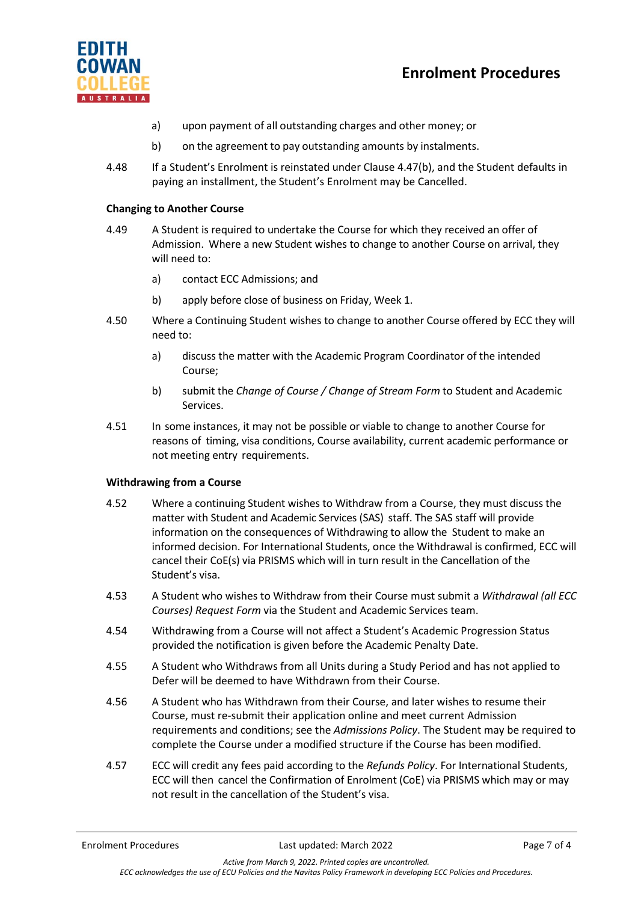a) upon payment of all outstanding charges and other money; or

b) on the agreement to pay outstanding amounts by instalments.

4.48 If a Student's Enrolment is reinstated under Clause 4.47(b), and the Student defaults in paying an installment, the Student's Enrolment may be Cancelled.

**Changing to Another Course**

4.49 A Student is required to undertake the Course for which they received an offer of Admission. Where a new Student wishes to change to another Course on arrival, they will need to:

a) contact ECC Admissions; and

b) apply before close of business on Friday, Week 1.

4.50 Where a Continuing Student wishes to change to another Course offered by ECC they will need to:

a) discuss the matter with the Academic Program Coordinator of the intended Course;

b) submit the *Change of Course / Change of Stream Form* to Student and Academic Services.

4.51 In some instances, it may not be possible or viable to change to another Course for reasons of timing, visa conditions, Course availability, current academic performance or not meeting entry requirements.

**Withdrawing from a Course**

4.52 Where a continuing Student wishes to Withdraw from a Course, they must discuss the matter with Student and Academic Services (SAS) staff. The SAS staff will provide information on the consequences of Withdrawing to allow the Student to make an informed decision. For International Students, once the Withdrawal is confirmed, ECC will cancel their CoE(s) via PRISMS which will in turn result in the Cancellation of the Student's visa.

4.53 A Student who wishes to Withdraw from their Course must submit a *Withdrawal (all ECC Courses) Request Form* via the Student and Academic Services team.

4.54 Withdrawing from a Course will not affect a Student's Academic Progression Status provided the notification is given before the Academic Penalty Date.

4.55 A Student who Withdraws from all Units during a Study Period and has not applied to Defer will be deemed to have Withdrawn from their Course.

4.56 A Student who has Withdrawn from their Course, and later wishes to resume their Course, must re-submit their application online and meet current Admission requirements and conditions; see the *Admissions Policy*. The Student may be required to complete the Course under a modified structure if the Course has been modified.

4.57 ECC will credit any fees paid according to the *Refunds Policy*. For International Students, ECC will then cancel the Confirmation of Enrolment (CoE) via PRISMS which may or may not result in the cancellation of the Student's visa.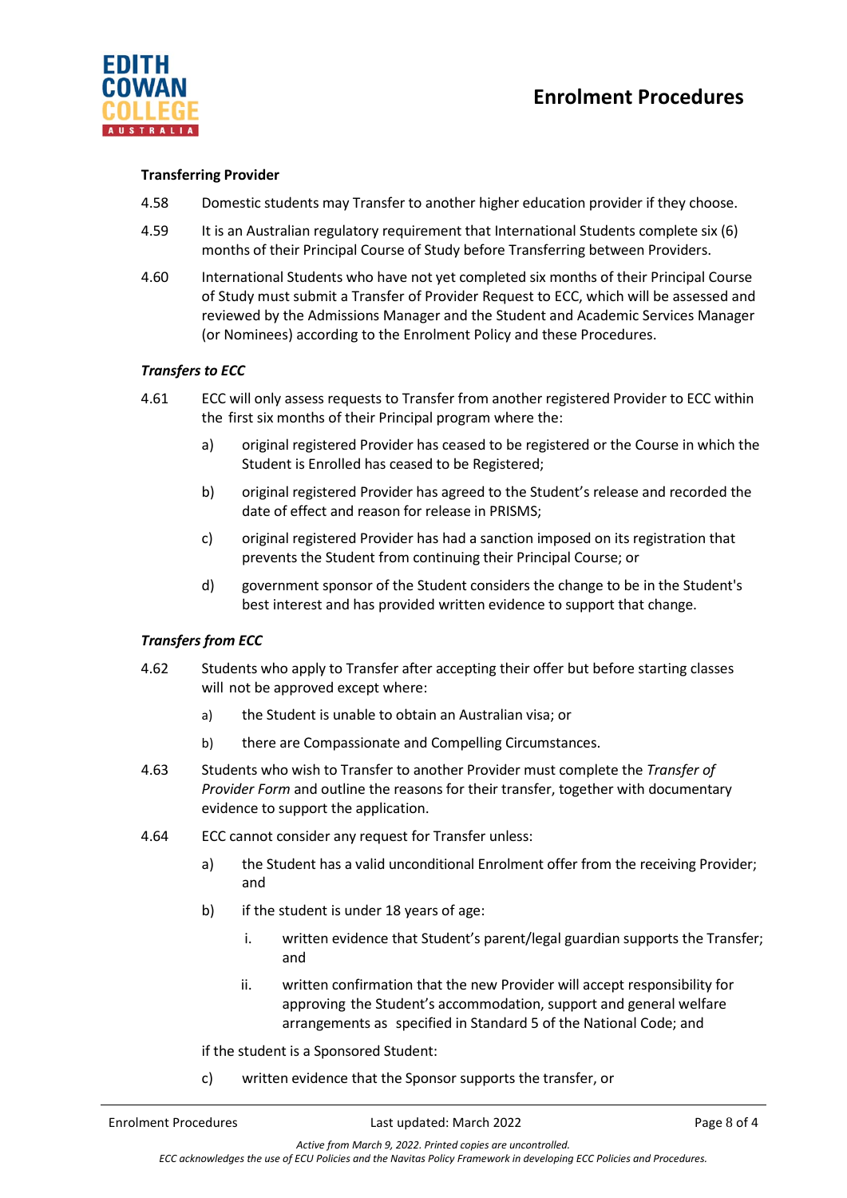### Transferring Provider

4.58 Domestic students may Transfer to another higher education provider if they choose.

4.59 It is an Australian regulatory requirement that International Students complete six (6) months of their Principal Course of Study before Transferring between Providers.

4.60 International Students who have not yet completed six months of their Principal Course of Study must submit a Transfer of Provider Request to ECC, which will be assessed and reviewed by the Admissions Manager and the Student and Academic Services Manager (or Nominees) according to the Enrolment Policy and these Procedures.

#### *Transfers to ECC*

4.61 ECC will only assess requests to Transfer from another registered Provider to ECC within the first six months of their Principal program where the:

- a) original registered Provider has ceased to be registered or the Course in which the Student is Enrolled has ceased to be Registered;
- b) original registered Provider has agreed to the Student's release and recorded the date of effect and reason for release in PRISMS;
- c) original registered Provider has had a sanction imposed on its registration that prevents the Student from continuing their Principal Course; or
- d) government sponsor of the Student considers the change to be in the Student's best interest and has provided written evidence to support that change.

#### *Transfers from ECC*

4.62 Students who apply to Transfer after accepting their offer but before starting classes will not be approved except where:

- a) the Student is unable to obtain an Australian visa; or
- b) there are Compassionate and Compelling Circumstances.

4.63 Students who wish to Transfer to another Provider must complete the *Transfer of Provider Form* and outline the reasons for their transfer, together with documentary evidence to support the application.

4.64 ECC cannot consider any request for Transfer unless:

- a) the Student has a valid unconditional Enrolment offer from the receiving Provider; and
- b) if the student is under 18 years of age:
  - i. written evidence that Student's parent/legal guardian supports the Transfer; and
  - ii. written confirmation that the new Provider will accept responsibility for approving the Student's accommodation, support and general welfare arrangements as specified in Standard 5 of the National Code; and

if the student is a Sponsored Student:

- c) written evidence that the Sponsor supports the transfer, or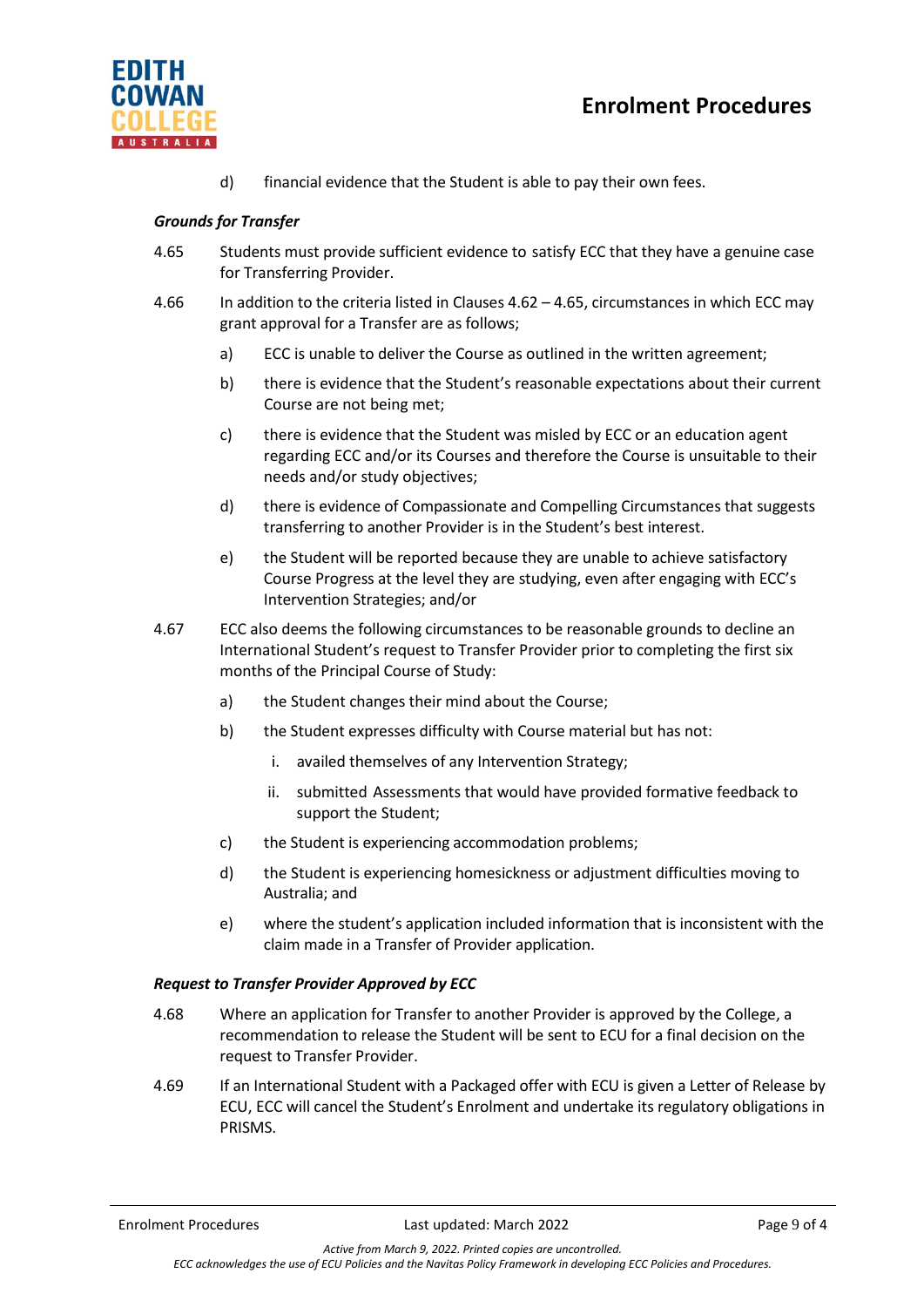d) financial evidence that the Student is able to pay their own fees.

### *Grounds for Transfer*

4.65 Students must provide sufficient evidence to satisfy ECC that they have a genuine case for Transferring Provider.

4.66 In addition to the criteria listed in Clauses 4.62 – 4.65, circumstances in which ECC may grant approval for a Transfer are as follows;

a) ECC is unable to deliver the Course as outlined in the written agreement;

b) there is evidence that the Student's reasonable expectations about their current Course are not being met;

c) there is evidence that the Student was misled by ECC or an education agent regarding ECC and/or its Courses and therefore the Course is unsuitable to their needs and/or study objectives;

d) there is evidence of Compassionate and Compelling Circumstances that suggests transferring to another Provider is in the Student's best interest.

e) the Student will be reported because they are unable to achieve satisfactory Course Progress at the level they are studying, even after engaging with ECC's Intervention Strategies; and/or

4.67 ECC also deems the following circumstances to be reasonable grounds to decline an International Student's request to Transfer Provider prior to completing the first six months of the Principal Course of Study:

a) the Student changes their mind about the Course;

b) the Student expresses difficulty with Course material but has not:

i. availed themselves of any Intervention Strategy;

ii. submitted Assessments that would have provided formative feedback to support the Student;

c) the Student is experiencing accommodation problems;

d) the Student is experiencing homesickness or adjustment difficulties moving to Australia; and

e) where the student's application included information that is inconsistent with the claim made in a Transfer of Provider application.

### *Request to Transfer Provider Approved by ECC*

4.68 Where an application for Transfer to another Provider is approved by the College, a recommendation to release the Student will be sent to ECU for a final decision on the request to Transfer Provider.

4.69 If an International Student with a Packaged offer with ECU is given a Letter of Release by ECU, ECC will cancel the Student's Enrolment and undertake its regulatory obligations in PRISMS.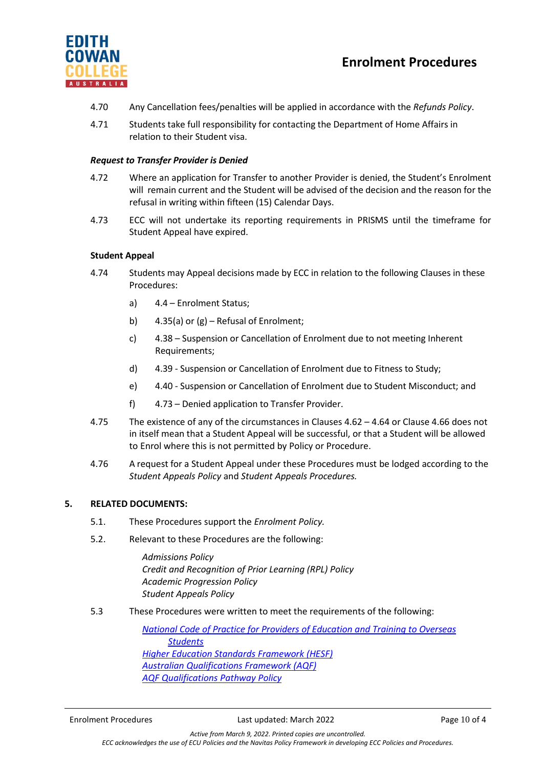4.70 Any Cancellation fees/penalties will be applied in accordance with the *Refunds Policy*.

4.71 Students take full responsibility for contacting the Department of Home Affairs in relation to their Student visa.

***Request to Transfer Provider is Denied***

4.72 Where an application for Transfer to another Provider is denied, the Student's Enrolment will remain current and the Student will be advised of the decision and the reason for the refusal in writing within fifteen (15) Calendar Days.

4.73 ECC will not undertake its reporting requirements in PRISMS until the timeframe for Student Appeal have expired.

**Student Appeal**

4.74 Students may Appeal decisions made by ECC in relation to the following Clauses in these Procedures:

a) 4.4 – Enrolment Status;

b) 4.35(a) or (g) – Refusal of Enrolment;

c) 4.38 – Suspension or Cancellation of Enrolment due to not meeting Inherent Requirements;

d) 4.39 - Suspension or Cancellation of Enrolment due to Fitness to Study;

e) 4.40 - Suspension or Cancellation of Enrolment due to Student Misconduct; and

f) 4.73 – Denied application to Transfer Provider.

4.75 The existence of any of the circumstances in Clauses 4.62 – 4.64 or Clause 4.66 does not in itself mean that a Student Appeal will be successful, or that a Student will be allowed to Enrol where this is not permitted by Policy or Procedure.

4.76 A request for a Student Appeal under these Procedures must be lodged according to the *Student Appeals Policy* and *Student Appeals Procedures.*

## 5. RELATED DOCUMENTS:

5.1. These Procedures support the *Enrolment Policy.*

5.2. Relevant to these Procedures are the following:

*Admissions Policy*
*Credit and Recognition of Prior Learning (RPL) Policy*
*Academic Progression Policy*
*Student Appeals Policy*

5.3 These Procedures were written to meet the requirements of the following:

*National Code of Practice for Providers of Education and Training to Overseas Students*
*Higher Education Standards Framework (HESF)*
*Australian Qualifications Framework (AQF)*
*AQF Qualifications Pathway Policy*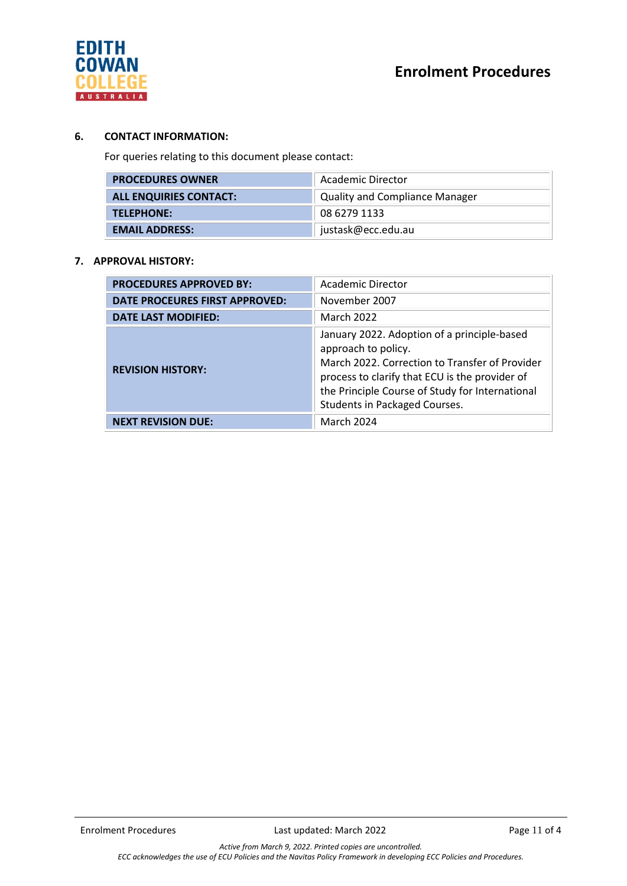## 6. CONTACT INFORMATION:

For queries relating to this document please contact:

| | |
|---|---|
| **PROCEDURES OWNER** | Academic Director |
| **ALL ENQUIRIES CONTACT:** | Quality and Compliance Manager |
| **TELEPHONE:** | 08 6279 1133 |
| **EMAIL ADDRESS:** | justask@ecc.edu.au |

## 7. APPROVAL HISTORY:

| | |
|---|---|
| **PROCEDURES APPROVED BY:** | Academic Director |
| **DATE PROCEURES FIRST APPROVED:** | November 2007 |
| **DATE LAST MODIFIED:** | March 2022 |
| **REVISION HISTORY:** | January 2022. Adoption of a principle-based approach to policy.<br>March 2022. Correction to Transfer of Provider process to clarify that ECU is the provider of the Principle Course of Study for International Students in Packaged Courses. |
| **NEXT REVISION DUE:** | March 2024 |

*Active from March 9, 2022. Printed copies are uncontrolled.*
*ECC acknowledges the use of ECU Policies and the Navitas Policy Framework in developing ECC Policies and Procedures.*